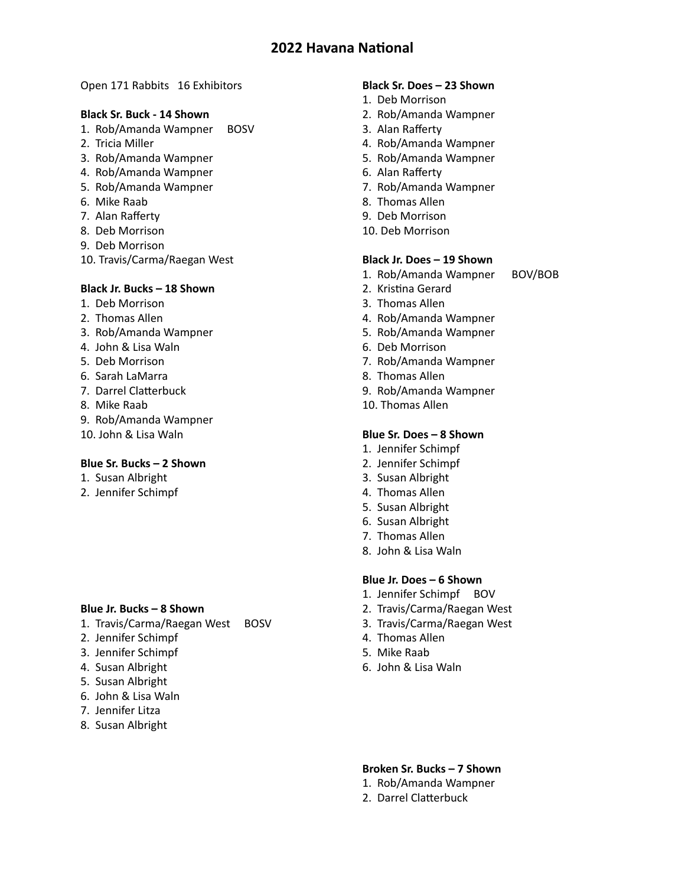# 2022 Havana National

Open 171 Rabbits   16 Exhibitors

**Black Sr. Buck - 14 Shown**

1. Rob/Amanda Wampner     BOSV
2. Tricia Miller
3. Rob/Amanda Wampner
4. Rob/Amanda Wampner
5. Rob/Amanda Wampner
6. Mike Raab
7. Alan Rafferty
8. Deb Morrison
9. Deb Morrison
10. Travis/Carma/Raegan West

**Black Jr. Bucks – 18 Shown**

1. Deb Morrison
2. Thomas Allen
3. Rob/Amanda Wampner
4. John & Lisa Waln
5. Deb Morrison
6. Sarah LaMarra
7. Darrel Clatterbuck
8. Mike Raab
9. Rob/Amanda Wampner
10. John & Lisa Waln

**Blue Sr. Bucks – 2 Shown**

1. Susan Albright
2. Jennifer Schimpf

**Blue Jr. Bucks – 8 Shown**

1. Travis/Carma/Raegan West     BOSV
2. Jennifer Schimpf
3. Jennifer Schimpf
4. Susan Albright
5. Susan Albright
6. John & Lisa Waln
7. Jennifer Litza
8. Susan Albright

**Black Sr. Does – 23 Shown**

1. Deb Morrison
2. Rob/Amanda Wampner
3. Alan Rafferty
4. Rob/Amanda Wampner
5. Rob/Amanda Wampner
6. Alan Rafferty
7. Rob/Amanda Wampner
8. Thomas Allen
9. Deb Morrison
10. Deb Morrison

**Black Jr. Does – 19 Shown**

1. Rob/Amanda Wampner      BOV/BOB
2. Kristina Gerard
3. Thomas Allen
4. Rob/Amanda Wampner
5. Rob/Amanda Wampner
6. Deb Morrison
7. Rob/Amanda Wampner
8. Thomas Allen
9. Rob/Amanda Wampner
10. Thomas Allen

**Blue Sr. Does – 8 Shown**

1. Jennifer Schimpf
2. Jennifer Schimpf
3. Susan Albright
4. Thomas Allen
5. Susan Albright
6. Susan Albright
7. Thomas Allen
8. John & Lisa Waln

**Blue Jr. Does – 6 Shown**

1. Jennifer Schimpf     BOV
2. Travis/Carma/Raegan West
3. Travis/Carma/Raegan West
4. Thomas Allen
5. Mike Raab
6. John & Lisa Waln

**Broken Sr. Bucks – 7 Shown**

1. Rob/Amanda Wampner
2. Darrel Clatterbuck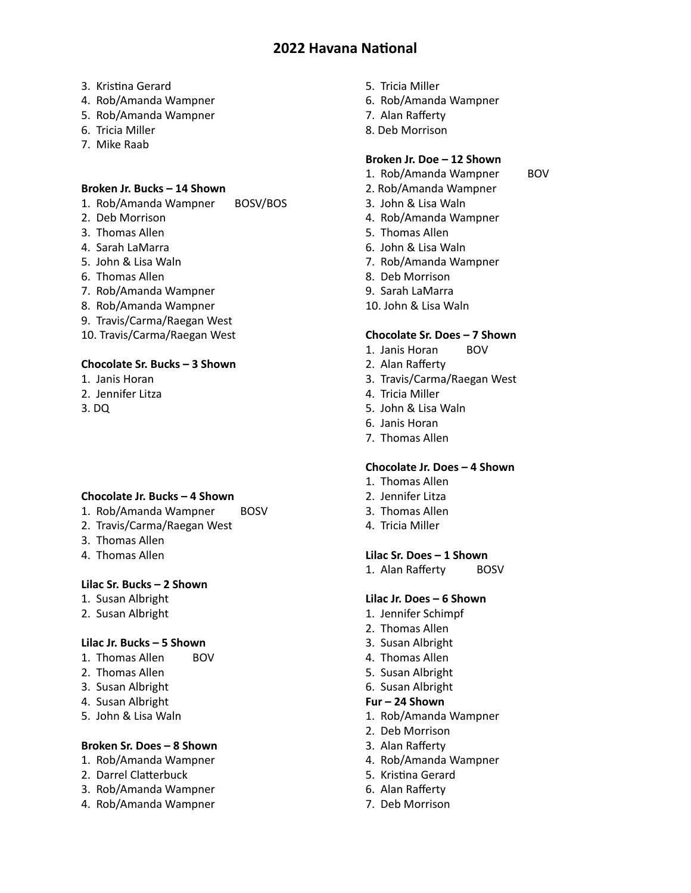# 2022 Havana National

3. Kristina Gerard
4. Rob/Amanda Wampner
5. Rob/Amanda Wampner
6. Tricia Miller
7. Mike Raab

**Broken Jr. Bucks – 14 Shown**

1. Rob/Amanda Wampner BOSV/BOS
2. Deb Morrison
3. Thomas Allen
4. Sarah LaMarra
5. John & Lisa Waln
6. Thomas Allen
7. Rob/Amanda Wampner
8. Rob/Amanda Wampner
9. Travis/Carma/Raegan West
10. Travis/Carma/Raegan West

**Chocolate Sr. Bucks – 3 Shown**

1. Janis Horan
2. Jennifer Litza
3. DQ

**Chocolate Jr. Bucks – 4 Shown**

1. Rob/Amanda Wampner BOSV
2. Travis/Carma/Raegan West
3. Thomas Allen
4. Thomas Allen

**Lilac Sr. Bucks – 2 Shown**

1. Susan Albright
2. Susan Albright

**Lilac Jr. Bucks – 5 Shown**

1. Thomas Allen BOV
2. Thomas Allen
3. Susan Albright
4. Susan Albright
5. John & Lisa Waln

**Broken Sr. Does – 8 Shown**

1. Rob/Amanda Wampner
2. Darrel Clatterbuck
3. Rob/Amanda Wampner
4. Rob/Amanda Wampner
5. Tricia Miller
6. Rob/Amanda Wampner
7. Alan Rafferty
8. Deb Morrison

**Broken Jr. Doe – 12 Shown**

1. Rob/Amanda Wampner BOV
2. Rob/Amanda Wampner
3. John & Lisa Waln
4. Rob/Amanda Wampner
5. Thomas Allen
6. John & Lisa Waln
7. Rob/Amanda Wampner
8. Deb Morrison
9. Sarah LaMarra
10. John & Lisa Waln

**Chocolate Sr. Does – 7 Shown**

1. Janis Horan BOV
2. Alan Rafferty
3. Travis/Carma/Raegan West
4. Tricia Miller
5. John & Lisa Waln
6. Janis Horan
7. Thomas Allen

**Chocolate Jr. Does – 4 Shown**

1. Thomas Allen
2. Jennifer Litza
3. Thomas Allen
4. Tricia Miller

**Lilac Sr. Does – 1 Shown**

1. Alan Rafferty BOSV

**Lilac Jr. Does – 6 Shown**

1. Jennifer Schimpf
2. Thomas Allen
3. Susan Albright
4. Thomas Allen
5. Susan Albright
6. Susan Albright

**Fur – 24 Shown**

1. Rob/Amanda Wampner
2. Deb Morrison
3. Alan Rafferty
4. Rob/Amanda Wampner
5. Kristina Gerard
6. Alan Rafferty
7. Deb Morrison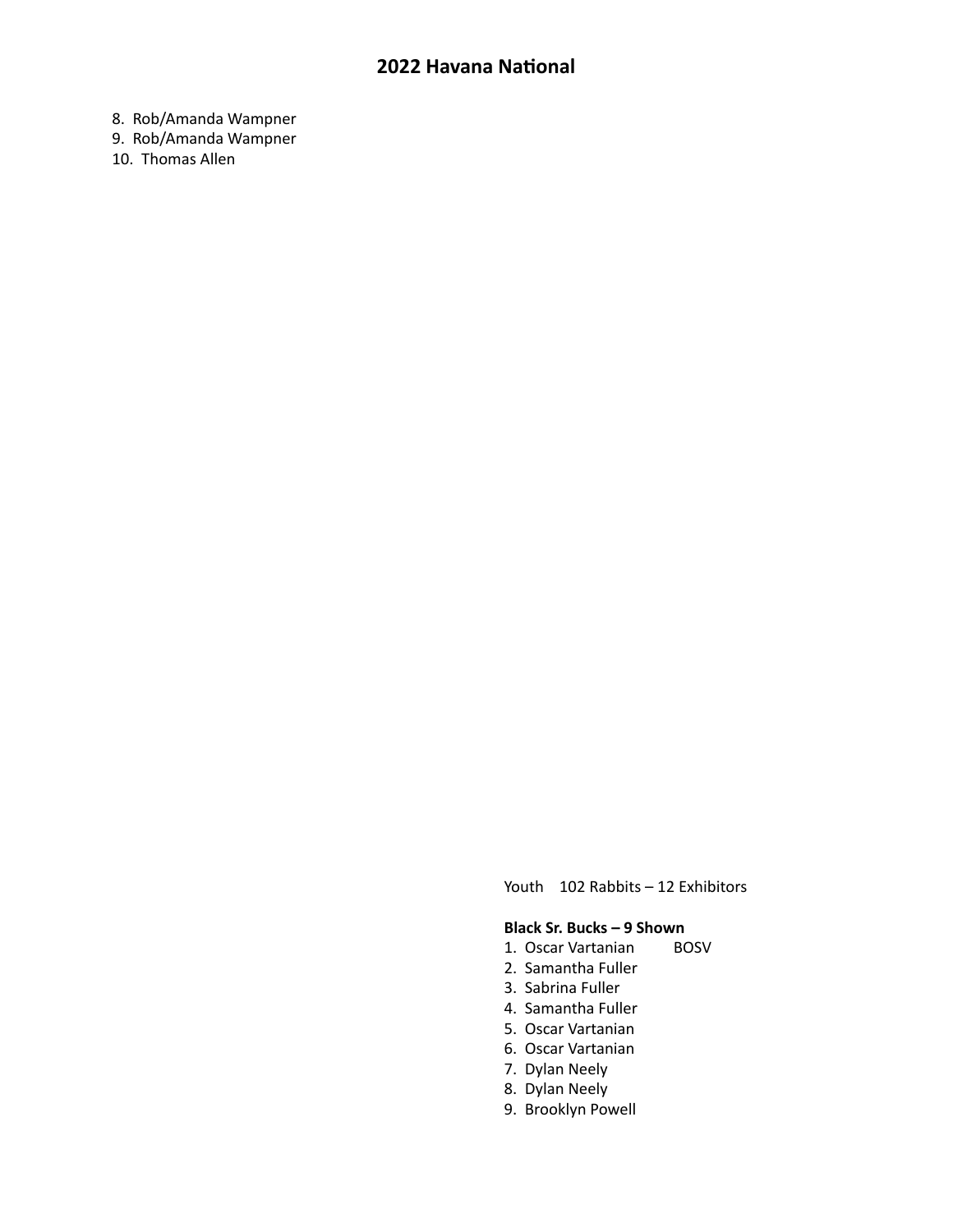8. Rob/Amanda Wampner
9. Rob/Amanda Wampner
10. Thomas Allen

Youth 102 Rabbits – 12 Exhibitors

**Black Sr. Bucks – 9 Shown**

1. Oscar Vartanian BOSV
2. Samantha Fuller
3. Sabrina Fuller
4. Samantha Fuller
5. Oscar Vartanian
6. Oscar Vartanian
7. Dylan Neely
8. Dylan Neely
9. Brooklyn Powell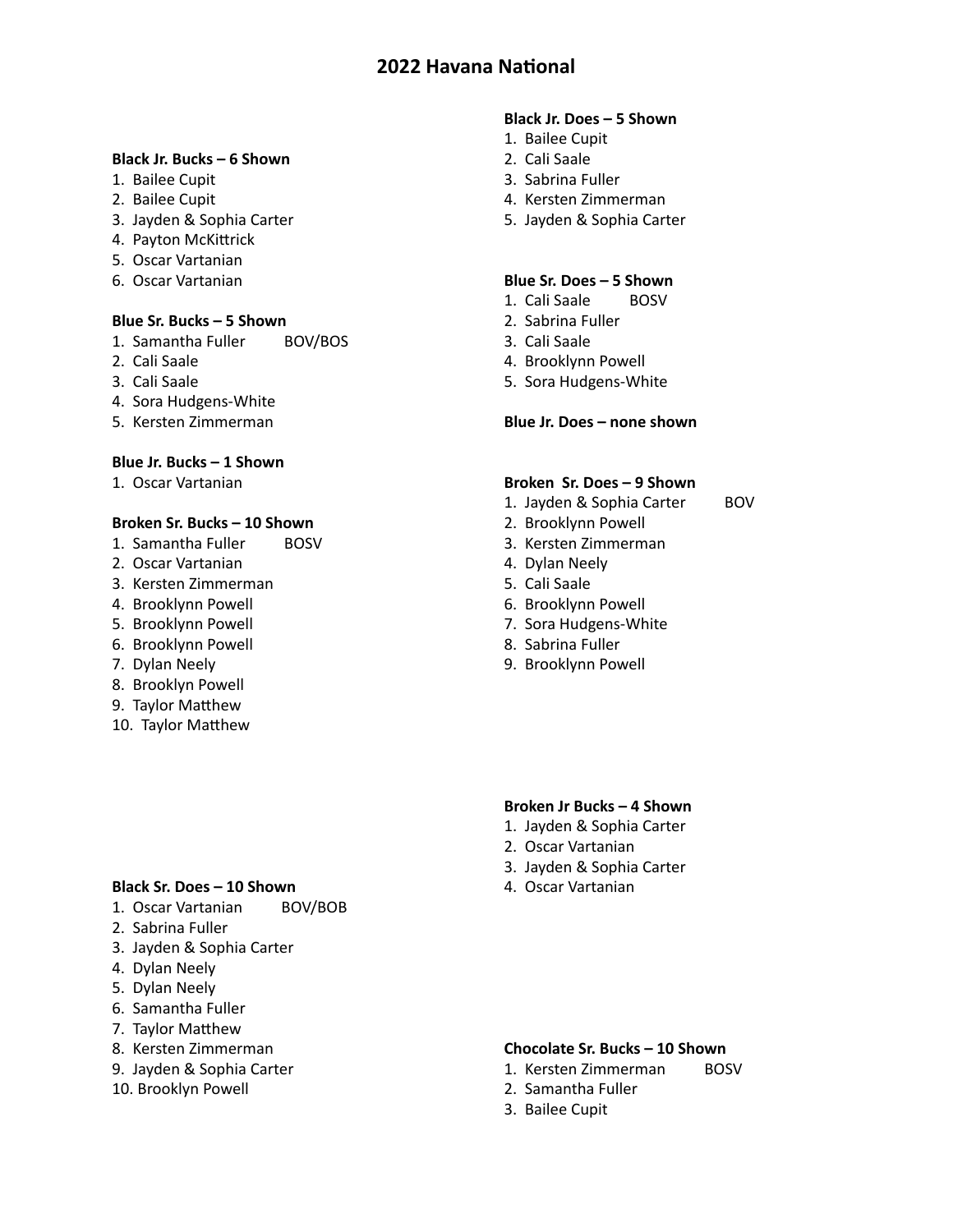# 2022 Havana National

**Black Jr. Bucks – 6 Shown**
1. Bailee Cupit
2. Bailee Cupit
3. Jayden & Sophia Carter
4. Payton McKittrick
5. Oscar Vartanian
6. Oscar Vartanian

**Blue Sr. Bucks – 5 Shown**
1. Samantha Fuller BOV/BOS
2. Cali Saale
3. Cali Saale
4. Sora Hudgens-White
5. Kersten Zimmerman

**Blue Jr. Bucks – 1 Shown**
1. Oscar Vartanian

**Broken Sr. Bucks – 10 Shown**
1. Samantha Fuller BOSV
2. Oscar Vartanian
3. Kersten Zimmerman
4. Brooklynn Powell
5. Brooklynn Powell
6. Brooklynn Powell
7. Dylan Neely
8. Brooklyn Powell
9. Taylor Matthew
10. Taylor Matthew

**Black Sr. Does – 10 Shown**
1. Oscar Vartanian BOV/BOB
2. Sabrina Fuller
3. Jayden & Sophia Carter
4. Dylan Neely
5. Dylan Neely
6. Samantha Fuller
7. Taylor Matthew
8. Kersten Zimmerman
9. Jayden & Sophia Carter
10. Brooklyn Powell

**Black Jr. Does – 5 Shown**
1. Bailee Cupit
2. Cali Saale
3. Sabrina Fuller
4. Kersten Zimmerman
5. Jayden & Sophia Carter

**Blue Sr. Does – 5 Shown**
1. Cali Saale BOSV
2. Sabrina Fuller
3. Cali Saale
4. Brooklynn Powell
5. Sora Hudgens-White

**Blue Jr. Does – none shown**

**Broken Sr. Does – 9 Shown**
1. Jayden & Sophia Carter BOV
2. Brooklynn Powell
3. Kersten Zimmerman
4. Dylan Neely
5. Cali Saale
6. Brooklynn Powell
7. Sora Hudgens-White
8. Sabrina Fuller
9. Brooklynn Powell

**Broken Jr Bucks – 4 Shown**
1. Jayden & Sophia Carter
2. Oscar Vartanian
3. Jayden & Sophia Carter
4. Oscar Vartanian

**Chocolate Sr. Bucks – 10 Shown**
1. Kersten Zimmerman BOSV
2. Samantha Fuller
3. Bailee Cupit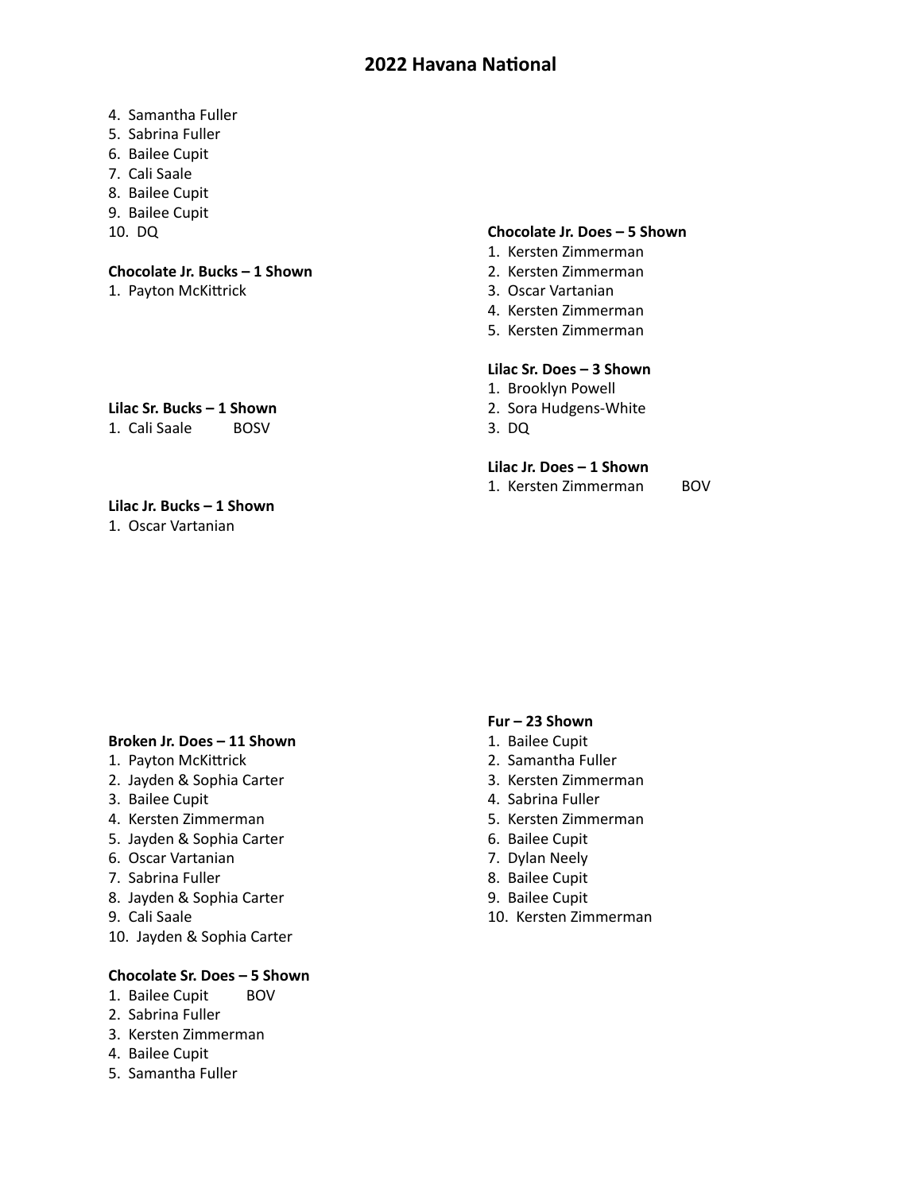4. Samantha Fuller
5. Sabrina Fuller
6. Bailee Cupit
7. Cali Saale
8. Bailee Cupit
9. Bailee Cupit
10. DQ

**Chocolate Jr. Bucks – 1 Shown**

1. Payton McKittrick

**Lilac Sr. Bucks – 1 Shown**

1. Cali Saale BOSV

**Lilac Jr. Bucks – 1 Shown**

1. Oscar Vartanian

**Chocolate Jr. Does – 5 Shown**

1. Kersten Zimmerman
2. Kersten Zimmerman
3. Oscar Vartanian
4. Kersten Zimmerman
5. Kersten Zimmerman

**Lilac Sr. Does – 3 Shown**

1. Brooklyn Powell
2. Sora Hudgens-White
3. DQ

**Lilac Jr. Does – 1 Shown**

1. Kersten Zimmerman BOV

**Broken Jr. Does – 11 Shown**

1. Payton McKittrick
2. Jayden & Sophia Carter
3. Bailee Cupit
4. Kersten Zimmerman
5. Jayden & Sophia Carter
6. Oscar Vartanian
7. Sabrina Fuller
8. Jayden & Sophia Carter
9. Cali Saale
10. Jayden & Sophia Carter

**Chocolate Sr. Does – 5 Shown**

1. Bailee Cupit BOV
2. Sabrina Fuller
3. Kersten Zimmerman
4. Bailee Cupit
5. Samantha Fuller

**Fur – 23 Shown**

1. Bailee Cupit
2. Samantha Fuller
3. Kersten Zimmerman
4. Sabrina Fuller
5. Kersten Zimmerman
6. Bailee Cupit
7. Dylan Neely
8. Bailee Cupit
9. Bailee Cupit
10. Kersten Zimmerman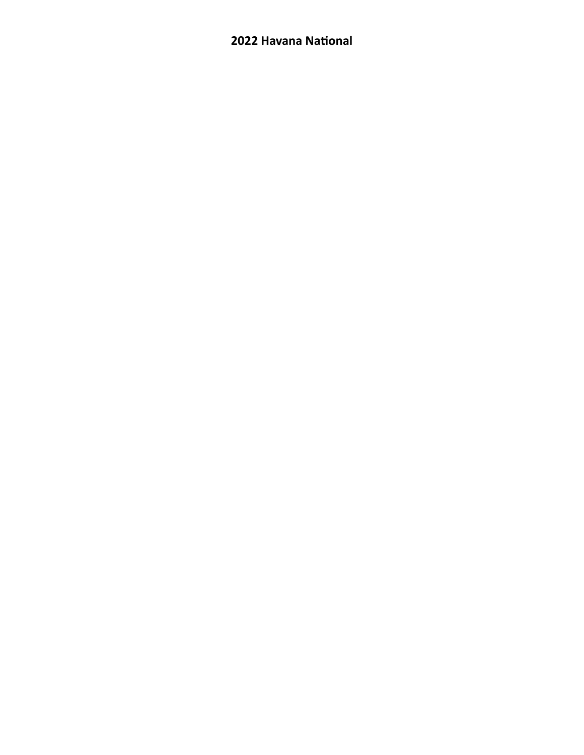**2022 Havana National**